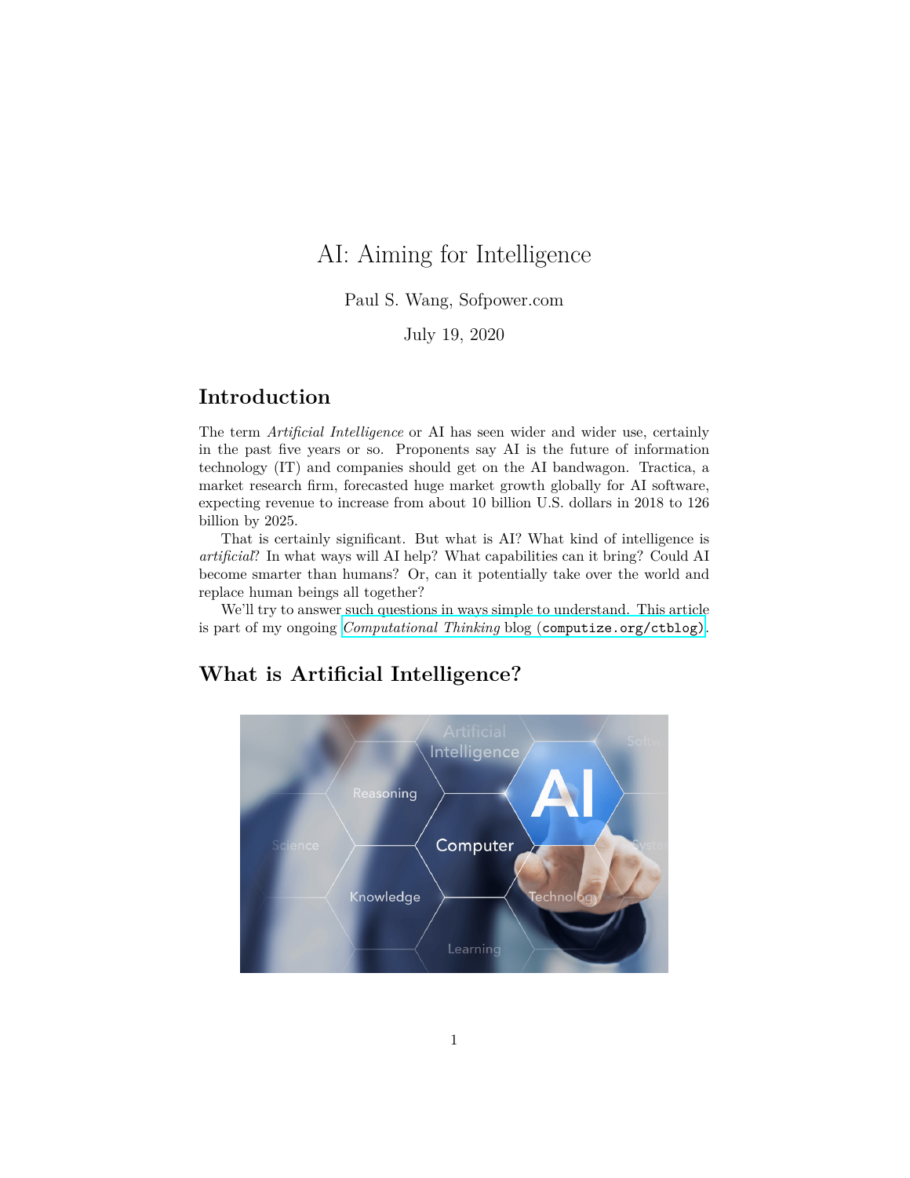# AI: Aiming for Intelligence

Paul S. Wang, Sofpower.com

July 19, 2020

## Introduction

The term *Artificial Intelligence* or AI has seen wider and wider use, certainly in the past five years or so. Proponents say AI is the future of information technology (IT) and companies should get on the AI bandwagon. Tractica, a market research firm, forecasted huge market growth globally for AI software, expecting revenue to increase from about 10 billion U.S. dollars in 2018 to 126 billion by 2025.

That is certainly significant. But what is AI? What kind of intelligence is *artificial*? In what ways will AI help? What capabilities can it bring? Could AI become smarter than humans? Or, can it potentially take over the world and replace human beings all together?

We'll try to answer such questions in ways simple to understand. This article is part of my ongoing *Computational Thinking* blog (`computize.org/ctblog`).

## What is Artificial Intelligence?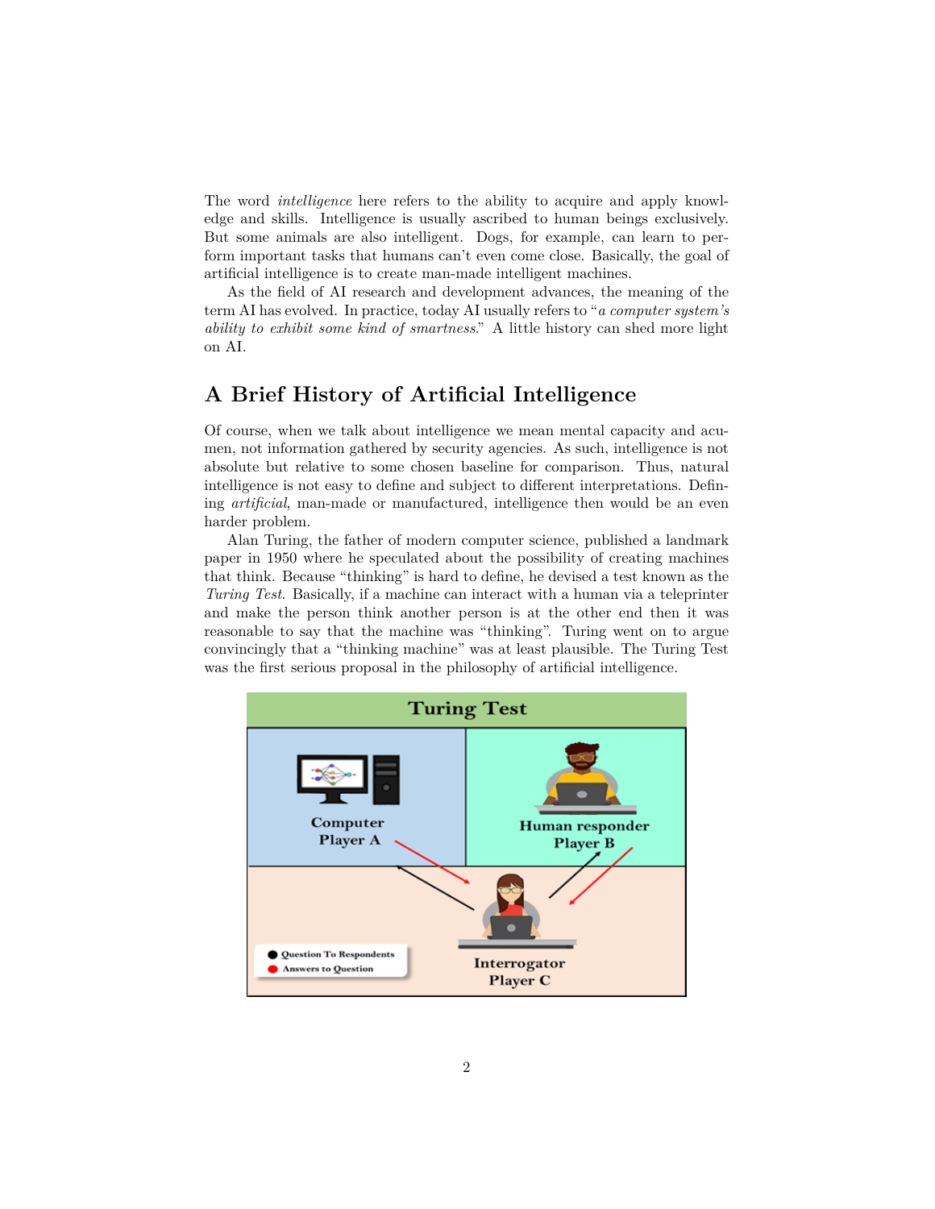The word *intelligence* here refers to the ability to acquire and apply knowledge and skills. Intelligence is usually ascribed to human beings exclusively. But some animals are also intelligent. Dogs, for example, can learn to perform important tasks that humans can't even come close. Basically, the goal of artificial intelligence is to create man-made intelligent machines.

As the field of AI research and development advances, the meaning of the term AI has evolved. In practice, today AI usually refers to "*a computer system's ability to exhibit some kind of smartness*." A little history can shed more light on AI.

## A Brief History of Artificial Intelligence

Of course, when we talk about intelligence we mean mental capacity and acumen, not information gathered by security agencies. As such, intelligence is not absolute but relative to some chosen baseline for comparison. Thus, natural intelligence is not easy to define and subject to different interpretations. Defining *artificial*, man-made or manufactured, intelligence then would be an even harder problem.

Alan Turing, the father of modern computer science, published a landmark paper in 1950 where he speculated about the possibility of creating machines that think. Because "thinking" is hard to define, he devised a test known as the *Turing Test*. Basically, if a machine can interact with a human via a teleprinter and make the person think another person is at the other end then it was reasonable to say that the machine was "thinking". Turing went on to argue convincingly that a "thinking machine" was at least plausible. The Turing Test was the first serious proposal in the philosophy of artificial intelligence.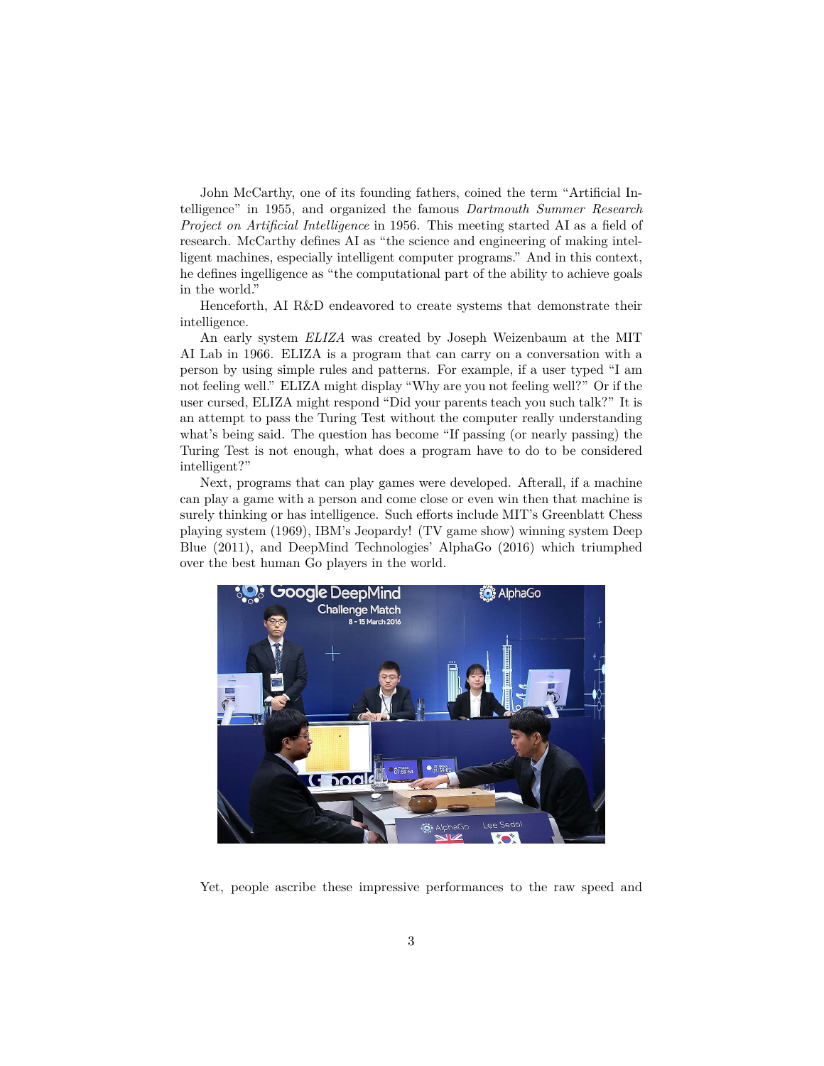John McCarthy, one of its founding fathers, coined the term "Artificial Intelligence" in 1955, and organized the famous *Dartmouth Summer Research Project on Artificial Intelligence* in 1956. This meeting started AI as a field of research. McCarthy defines AI as "the science and engineering of making intelligent machines, especially intelligent computer programs." And in this context, he defines ingelligence as "the computational part of the ability to achieve goals in the world."

Henceforth, AI R&D endeavored to create systems that demonstrate their intelligence.

An early system *ELIZA* was created by Joseph Weizenbaum at the MIT AI Lab in 1966. ELIZA is a program that can carry on a conversation with a person by using simple rules and patterns. For example, if a user typed "I am not feeling well." ELIZA might display "Why are you not feeling well?" Or if the user cursed, ELIZA might respond "Did your parents teach you such talk?" It is an attempt to pass the Turing Test without the computer really understanding what's being said. The question has become "If passing (or nearly passing) the Turing Test is not enough, what does a program have to do to be considered intelligent?"

Next, programs that can play games were developed. Afterall, if a machine can play a game with a person and come close or even win then that machine is surely thinking or has intelligence. Such efforts include MIT's Greenblatt Chess playing system (1969), IBM's Jeopardy! (TV game show) winning system Deep Blue (2011), and DeepMind Technologies' AlphaGo (2016) which triumphed over the best human Go players in the world.

Yet, people ascribe these impressive performances to the raw speed and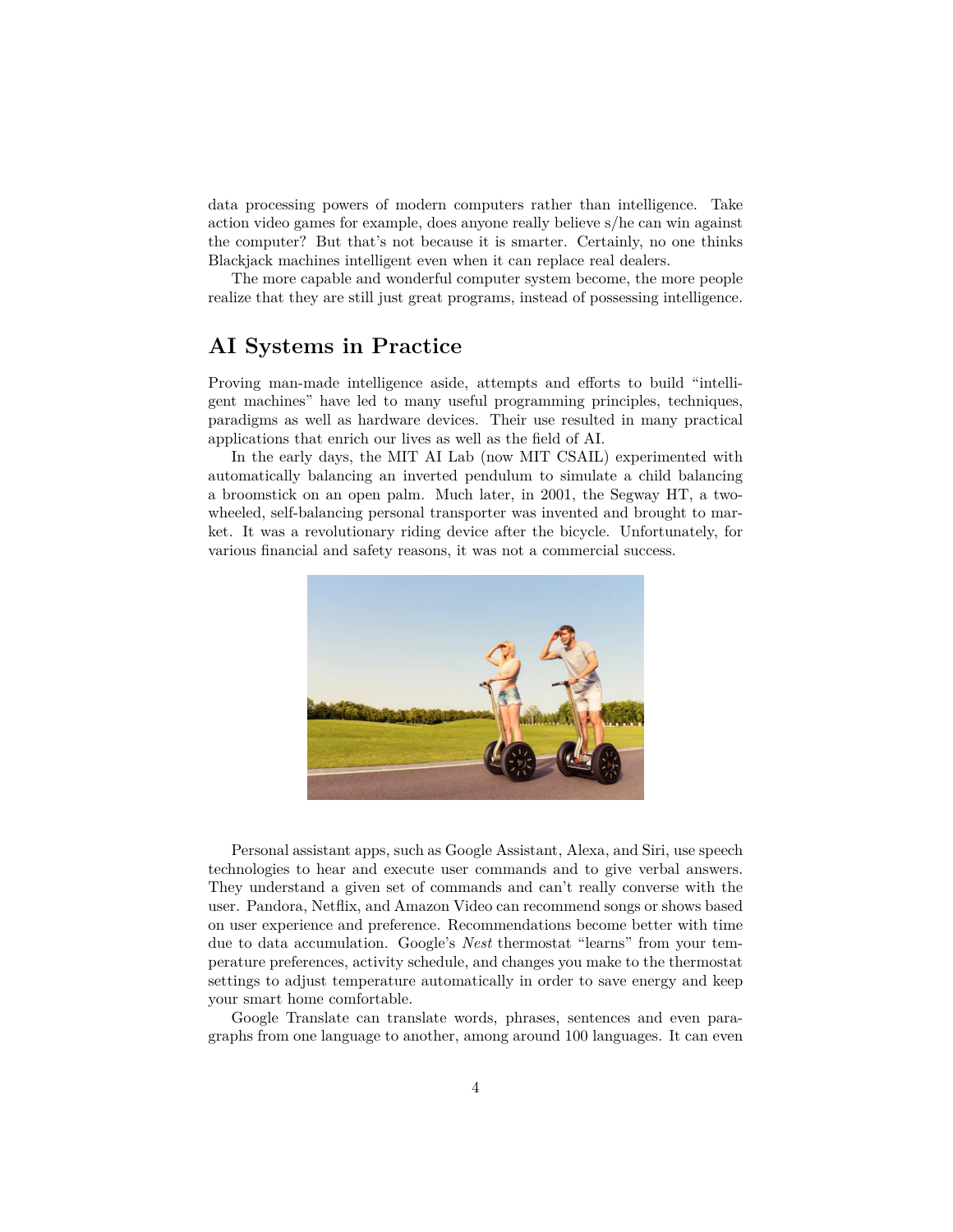data processing powers of modern computers rather than intelligence. Take action video games for example, does anyone really believe s/he can win against the computer? But that's not because it is smarter. Certainly, no one thinks Blackjack machines intelligent even when it can replace real dealers.

The more capable and wonderful computer system become, the more people realize that they are still just great programs, instead of possessing intelligence.

## AI Systems in Practice

Proving man-made intelligence aside, attempts and efforts to build "intelligent machines" have led to many useful programming principles, techniques, paradigms as well as hardware devices. Their use resulted in many practical applications that enrich our lives as well as the field of AI.

In the early days, the MIT AI Lab (now MIT CSAIL) experimented with automatically balancing an inverted pendulum to simulate a child balancing a broomstick on an open palm. Much later, in 2001, the Segway HT, a two-wheeled, self-balancing personal transporter was invented and brought to market. It was a revolutionary riding device after the bicycle. Unfortunately, for various financial and safety reasons, it was not a commercial success.

Personal assistant apps, such as Google Assistant, Alexa, and Siri, use speech technologies to hear and execute user commands and to give verbal answers. They understand a given set of commands and can't really converse with the user. Pandora, Netflix, and Amazon Video can recommend songs or shows based on user experience and preference. Recommendations become better with time due to data accumulation. Google's *Nest* thermostat "learns" from your temperature preferences, activity schedule, and changes you make to the thermostat settings to adjust temperature automatically in order to save energy and keep your smart home comfortable.

Google Translate can translate words, phrases, sentences and even paragraphs from one language to another, among around 100 languages. It can even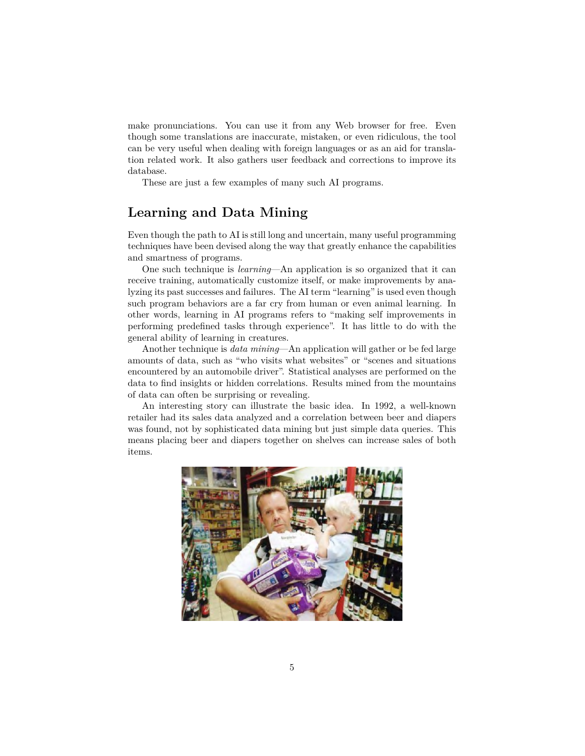make pronunciations. You can use it from any Web browser for free. Even though some translations are inaccurate, mistaken, or even ridiculous, the tool can be very useful when dealing with foreign languages or as an aid for translation related work. It also gathers user feedback and corrections to improve its database.

These are just a few examples of many such AI programs.

## Learning and Data Mining

Even though the path to AI is still long and uncertain, many useful programming techniques have been devised along the way that greatly enhance the capabilities and smartness of programs.

One such technique is *learning*—An application is so organized that it can receive training, automatically customize itself, or make improvements by analyzing its past successes and failures. The AI term "learning" is used even though such program behaviors are a far cry from human or even animal learning. In other words, learning in AI programs refers to "making self improvements in performing predefined tasks through experience". It has little to do with the general ability of learning in creatures.

Another technique is *data mining*—An application will gather or be fed large amounts of data, such as "who visits what websites" or "scenes and situations encountered by an automobile driver". Statistical analyses are performed on the data to find insights or hidden correlations. Results mined from the mountains of data can often be surprising or revealing.

An interesting story can illustrate the basic idea. In 1992, a well-known retailer had its sales data analyzed and a correlation between beer and diapers was found, not by sophisticated data mining but just simple data queries. This means placing beer and diapers together on shelves can increase sales of both items.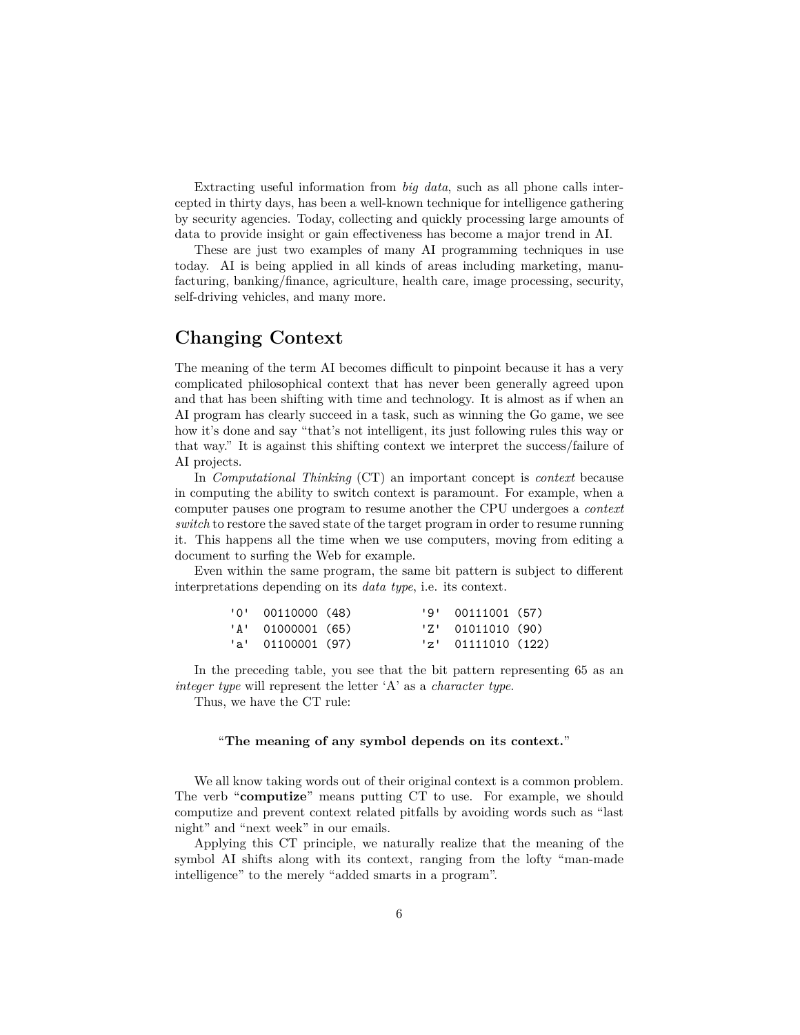Extracting useful information from *big data*, such as all phone calls intercepted in thirty days, has been a well-known technique for intelligence gathering by security agencies. Today, collecting and quickly processing large amounts of data to provide insight or gain effectiveness has become a major trend in AI.

These are just two examples of many AI programming techniques in use today. AI is being applied in all kinds of areas including marketing, manufacturing, banking/finance, agriculture, health care, image processing, security, self-driving vehicles, and many more.

## Changing Context

The meaning of the term AI becomes difficult to pinpoint because it has a very complicated philosophical context that has never been generally agreed upon and that has been shifting with time and technology. It is almost as if when an AI program has clearly succeed in a task, such as winning the Go game, we see how it's done and say "that's not intelligent, its just following rules this way or that way." It is against this shifting context we interpret the success/failure of AI projects.

In *Computational Thinking* (CT) an important concept is *context* because in computing the ability to switch context is paramount. For example, when a computer pauses one program to resume another the CPU undergoes a *context switch* to restore the saved state of the target program in order to resume running it. This happens all the time when we use computers, moving from editing a document to surfing the Web for example.

Even within the same program, the same bit pattern is subject to different interpretations depending on its *data type*, i.e. its context.

```
'0'  00110000 (48)          '9'  00111001 (57)
'A'  01000001 (65)          'Z'  01011010 (90)
'a'  01100001 (97)          'z'  01111010 (122)
```

In the preceding table, you see that the bit pattern representing 65 as an *integer type* will represent the letter 'A' as a *character type*.

Thus, we have the CT rule:

"**The meaning of any symbol depends on its context.**"

We all know taking words out of their original context is a common problem. The verb "**computize**" means putting CT to use. For example, we should computize and prevent context related pitfalls by avoiding words such as "last night" and "next week" in our emails.

Applying this CT principle, we naturally realize that the meaning of the symbol AI shifts along with its context, ranging from the lofty "man-made intelligence" to the merely "added smarts in a program".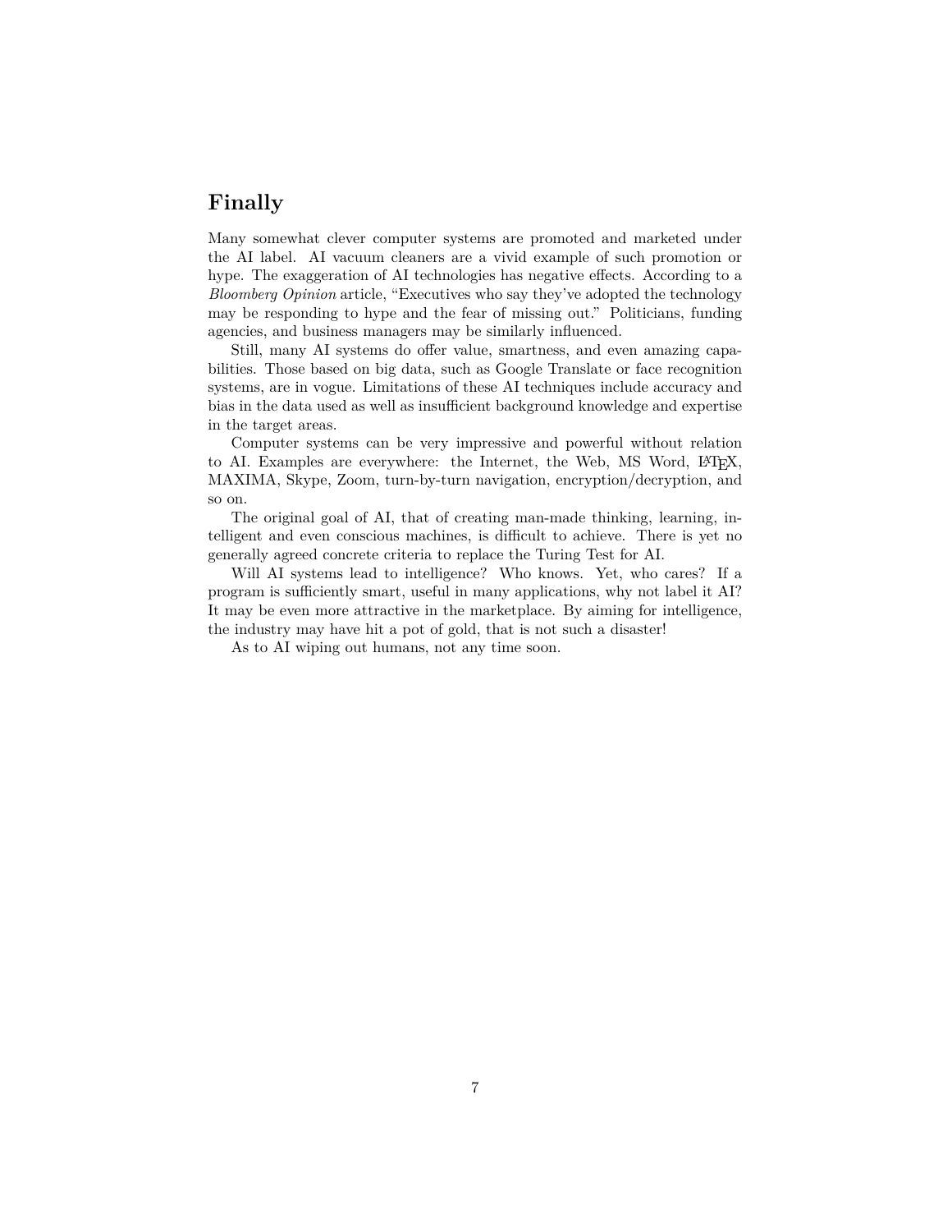## Finally

Many somewhat clever computer systems are promoted and marketed under the AI label. AI vacuum cleaners are a vivid example of such promotion or hype. The exaggeration of AI technologies has negative effects. According to a *Bloomberg Opinion* article, "Executives who say they've adopted the technology may be responding to hype and the fear of missing out." Politicians, funding agencies, and business managers may be similarly influenced.

Still, many AI systems do offer value, smartness, and even amazing capabilities. Those based on big data, such as Google Translate or face recognition systems, are in vogue. Limitations of these AI techniques include accuracy and bias in the data used as well as insufficient background knowledge and expertise in the target areas.

Computer systems can be very impressive and powerful without relation to AI. Examples are everywhere: the Internet, the Web, MS Word, LaTeX, MAXIMA, Skype, Zoom, turn-by-turn navigation, encryption/decryption, and so on.

The original goal of AI, that of creating man-made thinking, learning, intelligent and even conscious machines, is difficult to achieve. There is yet no generally agreed concrete criteria to replace the Turing Test for AI.

Will AI systems lead to intelligence? Who knows. Yet, who cares? If a program is sufficiently smart, useful in many applications, why not label it AI? It may be even more attractive in the marketplace. By aiming for intelligence, the industry may have hit a pot of gold, that is not such a disaster!

As to AI wiping out humans, not any time soon.